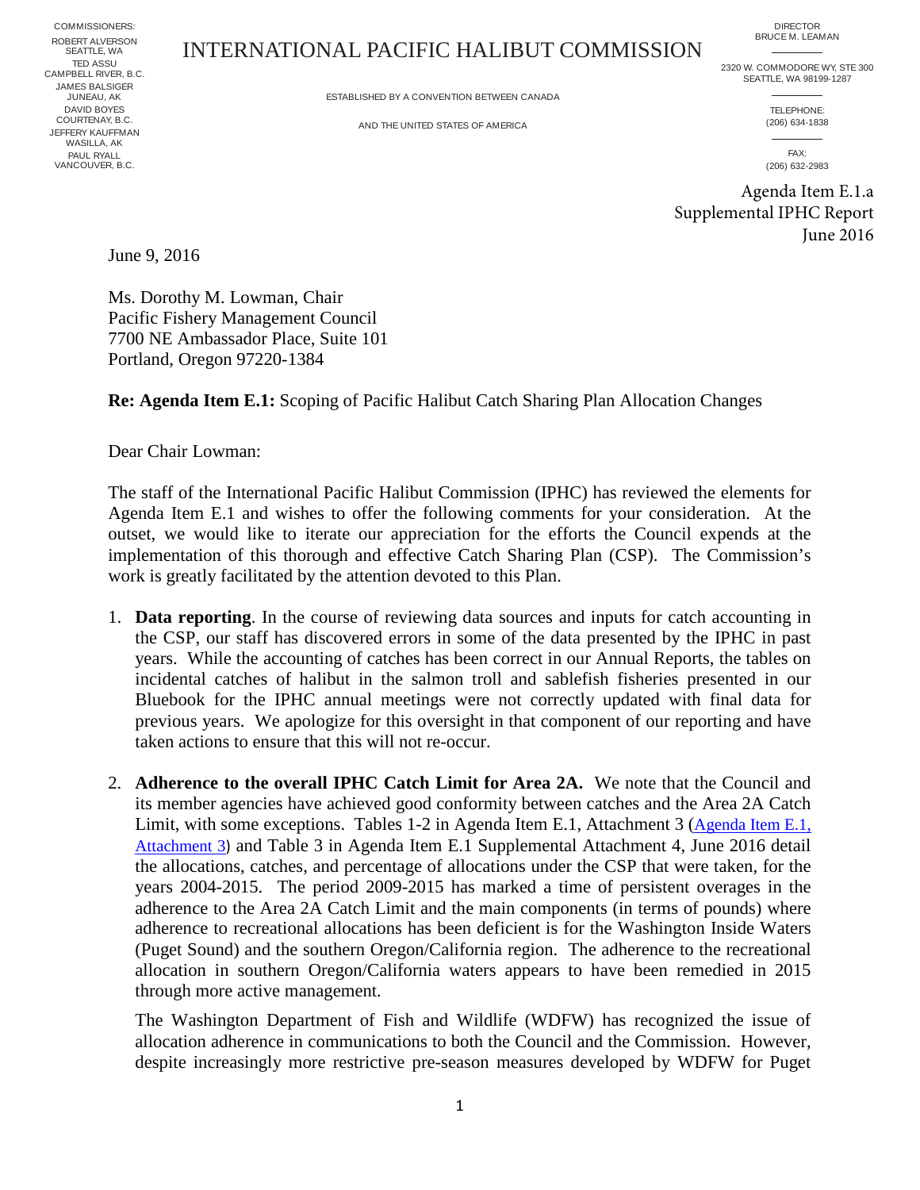COMMISSIONERS:
ROBERT ALVERSON
SEATTLE, WA
TED ASSU
CAMPBELL RIVER, B.C.
JAMES BALSIGER
JUNEAU, AK
DAVID BOYES
COURTENAY, B.C.
JEFFERY KAUFFMAN
WASILLA, AK
PAUL RYALL
VANCOUVER, B.C.

# INTERNATIONAL PACIFIC HALIBUT COMMISSION

ESTABLISHED BY A CONVENTION BETWEEN CANADA

AND THE UNITED STATES OF AMERICA

DIRECTOR
BRUCE M. LEAMAN

2320 W. COMMODORE WY, STE 300
SEATTLE, WA 98199-1287

TELEPHONE:
(206) 634-1838

FAX:
(206) 632-2983

Agenda Item E.1.a
Supplemental IPHC Report
June 2016

June 9, 2016

Ms. Dorothy M. Lowman, Chair
Pacific Fishery Management Council
7700 NE Ambassador Place, Suite 101
Portland, Oregon 97220-1384

**Re: Agenda Item E.1:** Scoping of Pacific Halibut Catch Sharing Plan Allocation Changes

Dear Chair Lowman:

The staff of the International Pacific Halibut Commission (IPHC) has reviewed the elements for Agenda Item E.1 and wishes to offer the following comments for your consideration. At the outset, we would like to iterate our appreciation for the efforts the Council expends at the implementation of this thorough and effective Catch Sharing Plan (CSP). The Commission's work is greatly facilitated by the attention devoted to this Plan.

1. **Data reporting**. In the course of reviewing data sources and inputs for catch accounting in the CSP, our staff has discovered errors in some of the data presented by the IPHC in past years. While the accounting of catches has been correct in our Annual Reports, the tables on incidental catches of halibut in the salmon troll and sablefish fisheries presented in our Bluebook for the IPHC annual meetings were not correctly updated with final data for previous years. We apologize for this oversight in that component of our reporting and have taken actions to ensure that this will not re-occur.

2. **Adherence to the overall IPHC Catch Limit for Area 2A.** We note that the Council and its member agencies have achieved good conformity between catches and the Area 2A Catch Limit, with some exceptions. Tables 1-2 in Agenda Item E.1, Attachment 3 (Agenda Item E.1, Attachment 3) and Table 3 in Agenda Item E.1 Supplemental Attachment 4, June 2016 detail the allocations, catches, and percentage of allocations under the CSP that were taken, for the years 2004-2015. The period 2009-2015 has marked a time of persistent overages in the adherence to the Area 2A Catch Limit and the main components (in terms of pounds) where adherence to recreational allocations has been deficient is for the Washington Inside Waters (Puget Sound) and the southern Oregon/California region. The adherence to the recreational allocation in southern Oregon/California waters appears to have been remedied in 2015 through more active management.

   The Washington Department of Fish and Wildlife (WDFW) has recognized the issue of allocation adherence in communications to both the Council and the Commission. However, despite increasingly more restrictive pre-season measures developed by WDFW for Puget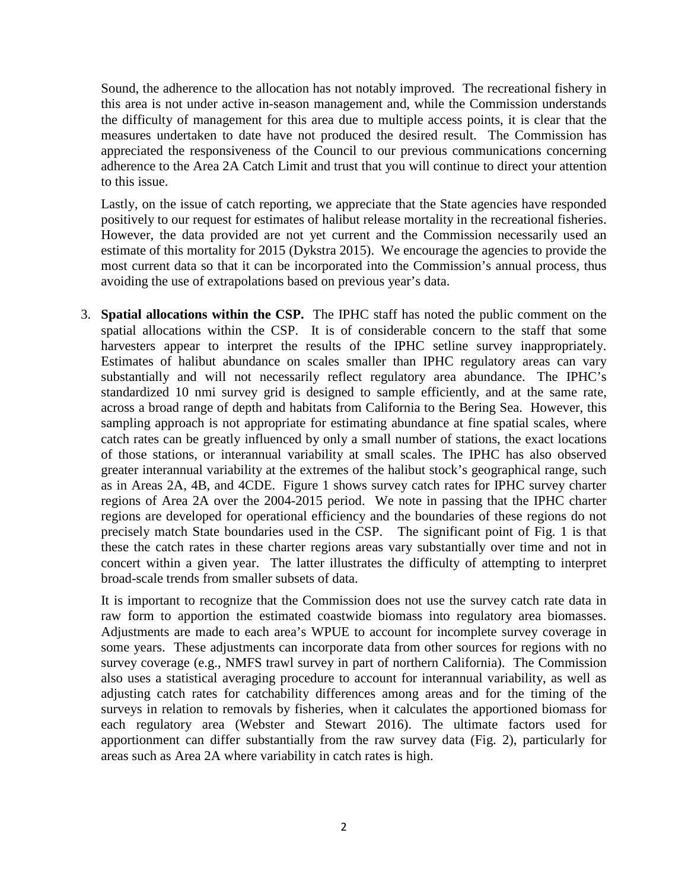Sound, the adherence to the allocation has not notably improved. The recreational fishery in this area is not under active in-season management and, while the Commission understands the difficulty of management for this area due to multiple access points, it is clear that the measures undertaken to date have not produced the desired result. The Commission has appreciated the responsiveness of the Council to our previous communications concerning adherence to the Area 2A Catch Limit and trust that you will continue to direct your attention to this issue.

Lastly, on the issue of catch reporting, we appreciate that the State agencies have responded positively to our request for estimates of halibut release mortality in the recreational fisheries. However, the data provided are not yet current and the Commission necessarily used an estimate of this mortality for 2015 (Dykstra 2015). We encourage the agencies to provide the most current data so that it can be incorporated into the Commission's annual process, thus avoiding the use of extrapolations based on previous year's data.

3. **Spatial allocations within the CSP.** The IPHC staff has noted the public comment on the spatial allocations within the CSP. It is of considerable concern to the staff that some harvesters appear to interpret the results of the IPHC setline survey inappropriately. Estimates of halibut abundance on scales smaller than IPHC regulatory areas can vary substantially and will not necessarily reflect regulatory area abundance. The IPHC's standardized 10 nmi survey grid is designed to sample efficiently, and at the same rate, across a broad range of depth and habitats from California to the Bering Sea. However, this sampling approach is not appropriate for estimating abundance at fine spatial scales, where catch rates can be greatly influenced by only a small number of stations, the exact locations of those stations, or interannual variability at small scales. The IPHC has also observed greater interannual variability at the extremes of the halibut stock's geographical range, such as in Areas 2A, 4B, and 4CDE. Figure 1 shows survey catch rates for IPHC survey charter regions of Area 2A over the 2004-2015 period. We note in passing that the IPHC charter regions are developed for operational efficiency and the boundaries of these regions do not precisely match State boundaries used in the CSP. The significant point of Fig. 1 is that these the catch rates in these charter regions areas vary substantially over time and not in concert within a given year. The latter illustrates the difficulty of attempting to interpret broad-scale trends from smaller subsets of data.

   It is important to recognize that the Commission does not use the survey catch rate data in raw form to apportion the estimated coastwide biomass into regulatory area biomasses. Adjustments are made to each area's WPUE to account for incomplete survey coverage in some years. These adjustments can incorporate data from other sources for regions with no survey coverage (e.g., NMFS trawl survey in part of northern California). The Commission also uses a statistical averaging procedure to account for interannual variability, as well as adjusting catch rates for catchability differences among areas and for the timing of the surveys in relation to removals by fisheries, when it calculates the apportioned biomass for each regulatory area (Webster and Stewart 2016). The ultimate factors used for apportionment can differ substantially from the raw survey data (Fig. 2), particularly for areas such as Area 2A where variability in catch rates is high.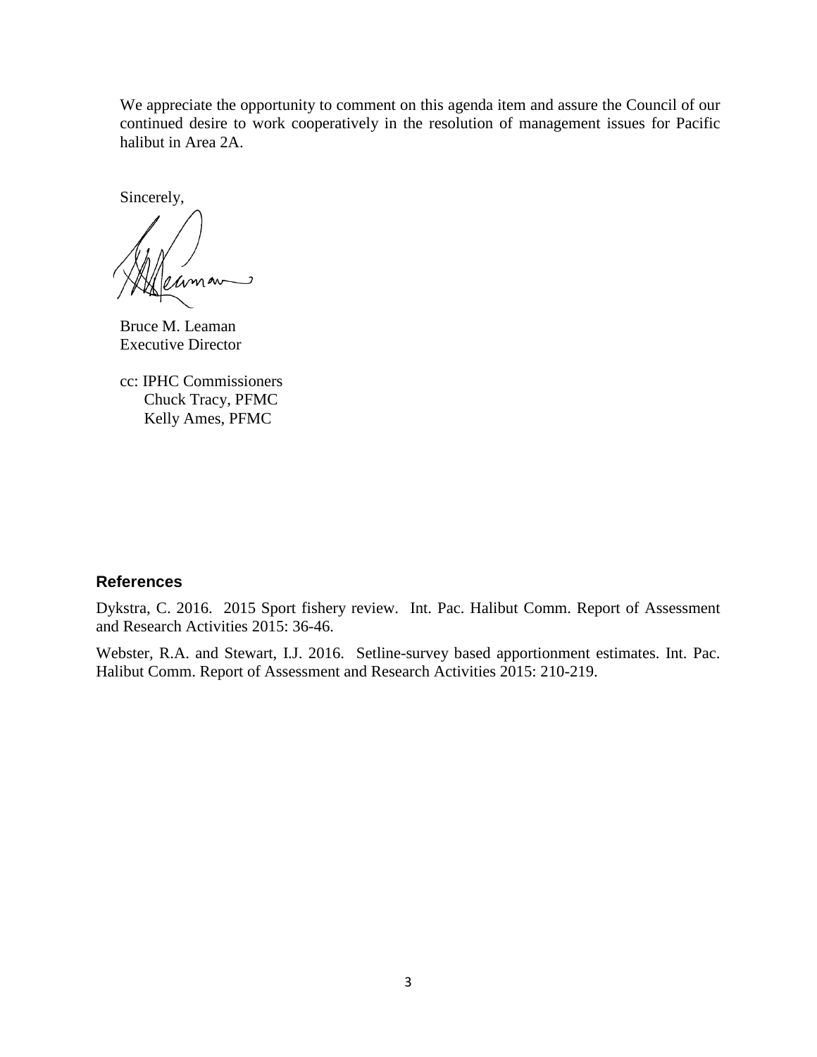We appreciate the opportunity to comment on this agenda item and assure the Council of our continued desire to work cooperatively in the resolution of management issues for Pacific halibut in Area 2A.

Sincerely,

Bruce M. Leaman
Executive Director

cc: IPHC Commissioners
Chuck Tracy, PFMC
Kelly Ames, PFMC

## References

Dykstra, C. 2016. 2015 Sport fishery review. Int. Pac. Halibut Comm. Report of Assessment and Research Activities 2015: 36-46.

Webster, R.A. and Stewart, I.J. 2016. Setline-survey based apportionment estimates. Int. Pac. Halibut Comm. Report of Assessment and Research Activities 2015: 210-219.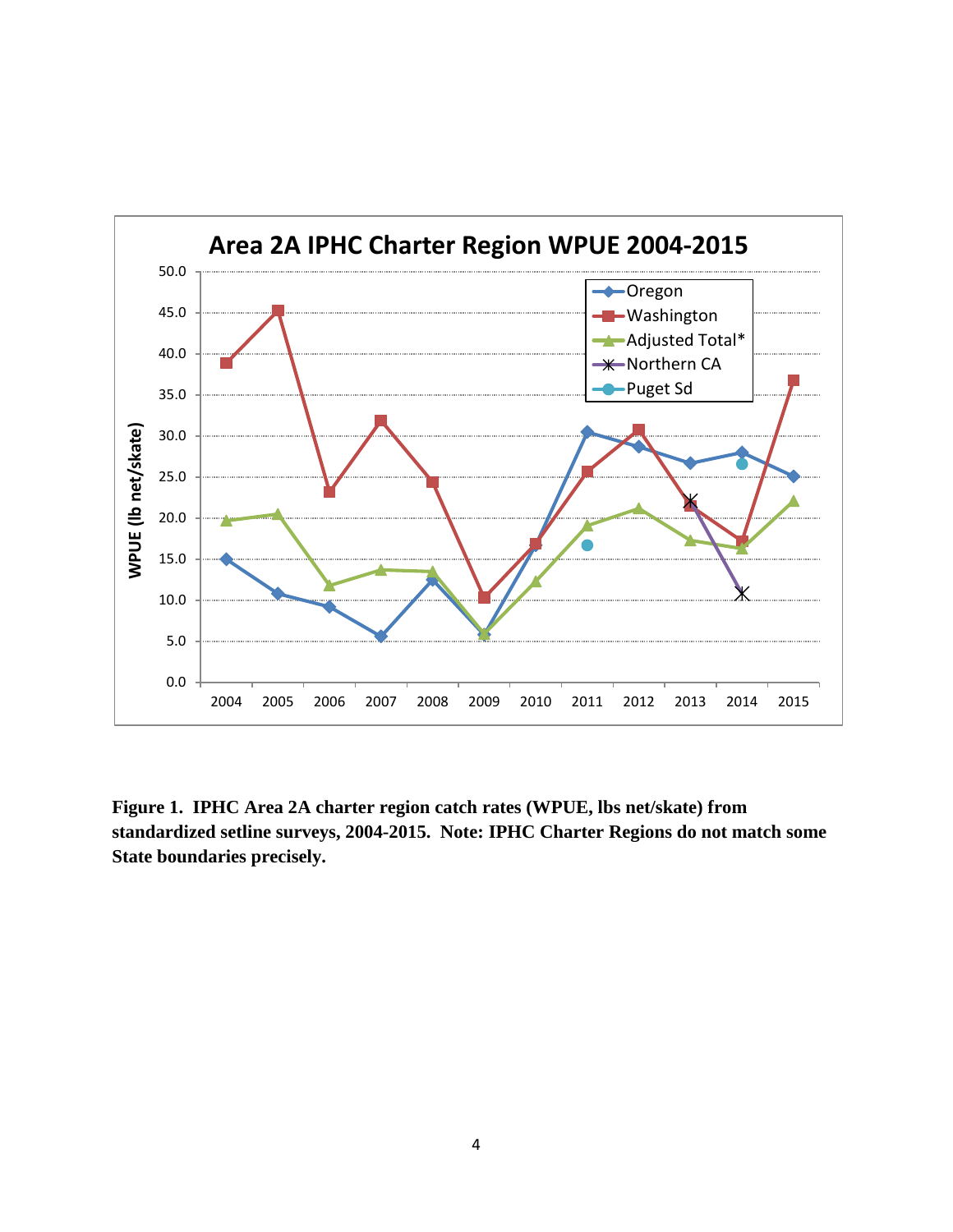**Figure 1. IPHC Area 2A charter region catch rates (WPUE, lbs net/skate) from standardized setline surveys, 2004-2015. Note: IPHC Charter Regions do not match some State boundaries precisely.**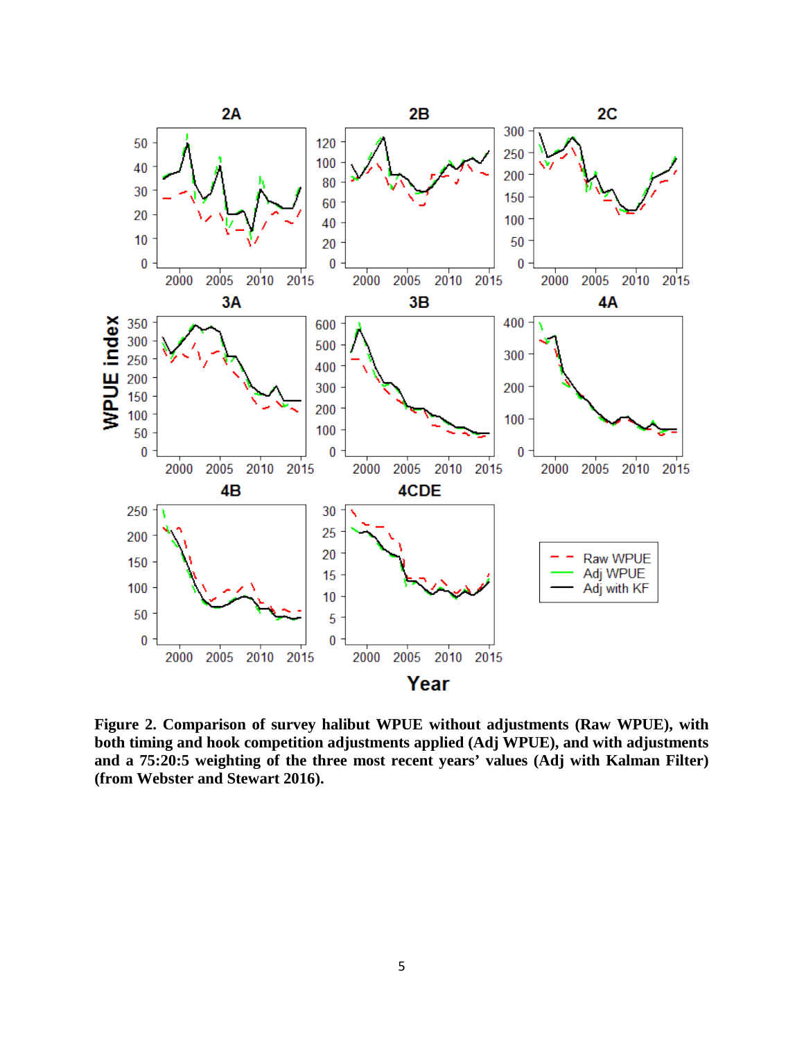2A

50
40
30
20
10
0

2000 2005 2010 2015

2B

120
100
80
60
40
20
0

2000 2005 2010 2015

2C

300
250
200
150
100
50
0

2000 2005 2010 2015

3A

350
300
250
200
150
100
50
0

2000 2005 2010 2015

3B

600
500
400
300
200
100
0

2000 2005 2010 2015

4A

400
300
200
100
0

2000 2005 2010 2015

4B

250
200
150
100
50
0

2000 2005 2010 2015

4CDE

30
25
20
15
10
5
0

2000 2005 2010 2015

WPUE index

Year

Raw WPUE
Adj WPUE
Adj with KF

**Figure 2. Comparison of survey halibut WPUE without adjustments (Raw WPUE), with both timing and hook competition adjustments applied (Adj WPUE), and with adjustments and a 75:20:5 weighting of the three most recent years' values (Adj with Kalman Filter) (from Webster and Stewart 2016).**